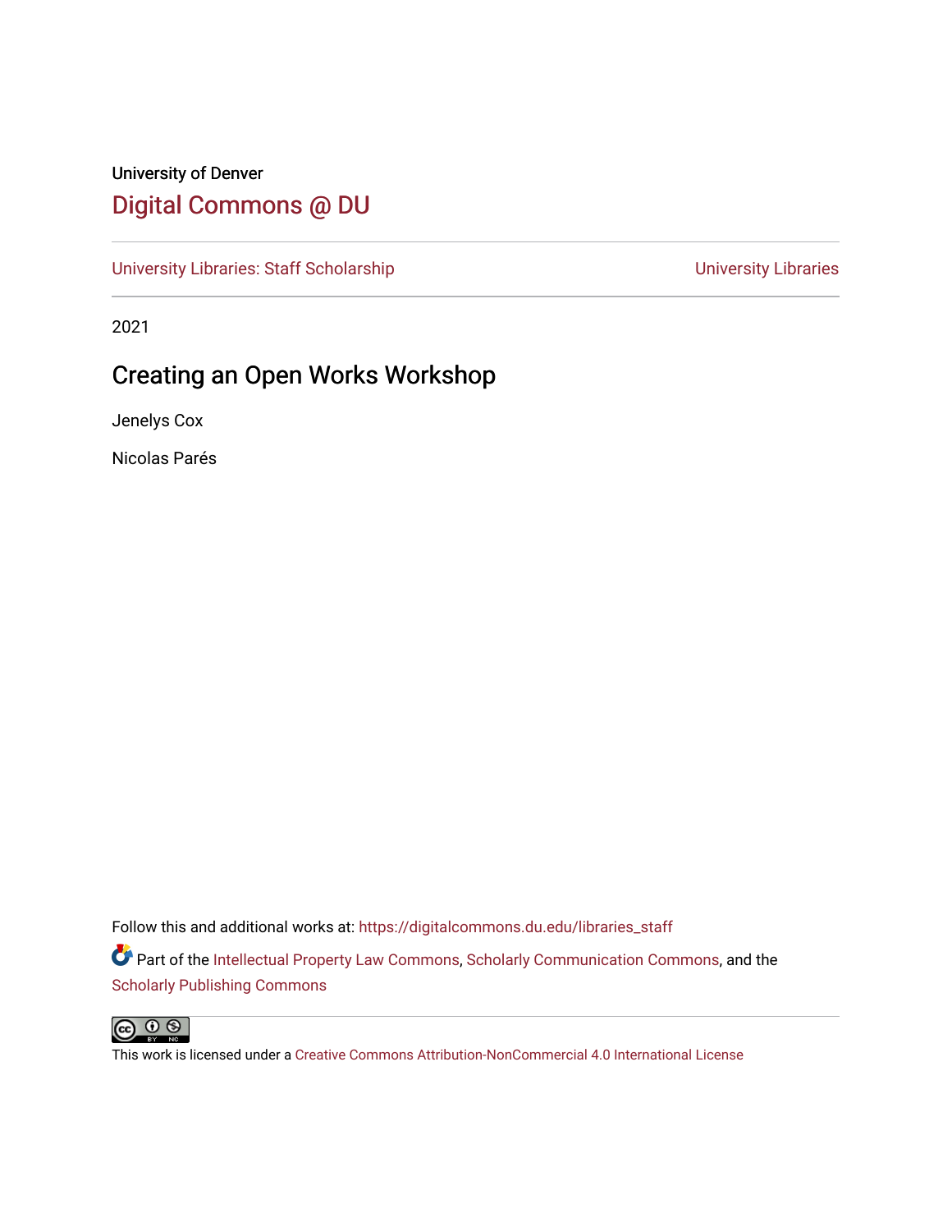University of Denver

# Digital Commons @ DU

University Libraries: Staff Scholarship | University Libraries

2021

## Creating an Open Works Workshop

Jenelys Cox

Nicolas Parés

Follow this and additional works at: https://digitalcommons.du.edu/libraries_staff

Part of the Intellectual Property Law Commons, Scholarly Communication Commons, and the Scholarly Publishing Commons

This work is licensed under a Creative Commons Attribution-NonCommercial 4.0 International License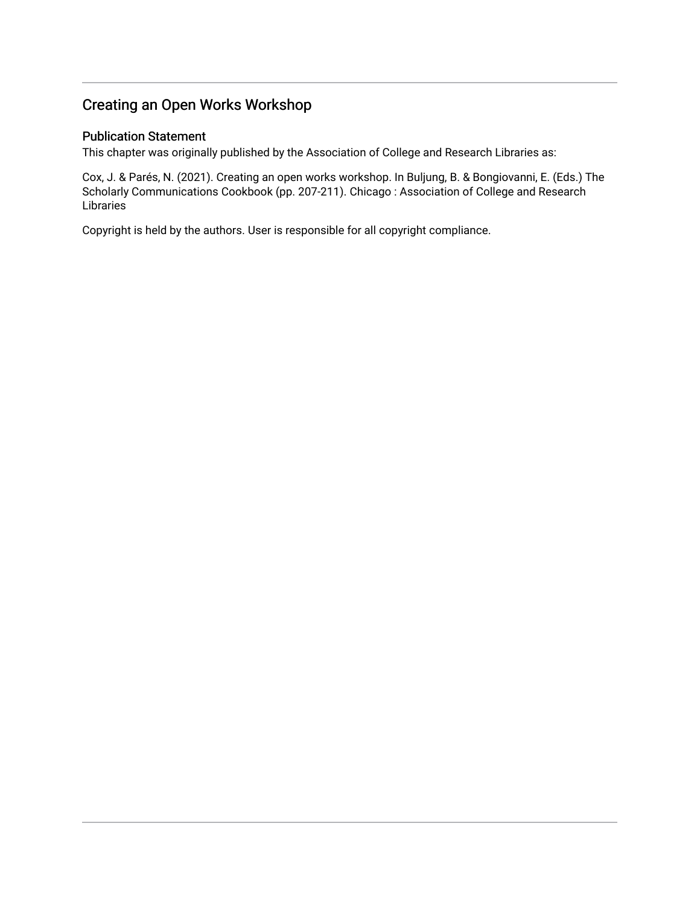## Creating an Open Works Workshop

### Publication Statement

This chapter was originally published by the Association of College and Research Libraries as:

Cox, J. & Parés, N. (2021). Creating an open works workshop. In Buljung, B. & Bongiovanni, E. (Eds.) The Scholarly Communications Cookbook (pp. 207-211). Chicago : Association of College and Research Libraries

Copyright is held by the authors. User is responsible for all copyright compliance.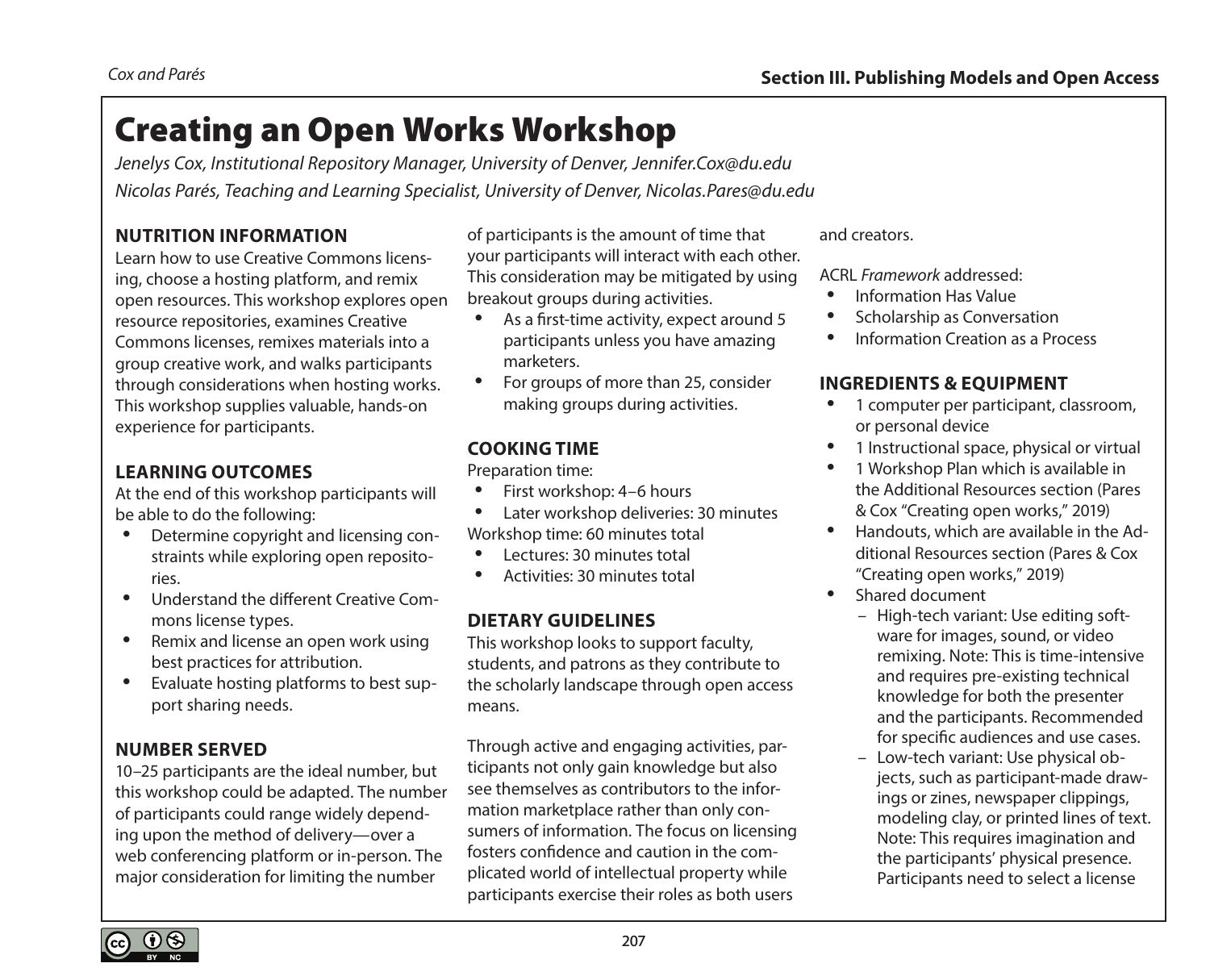# Creating an Open Works Workshop

*Jenelys Cox, Institutional Repository Manager, University of Denver, Jennifer.Cox@du.edu*

*Nicolas Parés, Teaching and Learning Specialist, University of Denver, Nicolas.Pares@du.edu*

## NUTRITION INFORMATION

Learn how to use Creative Commons licensing, choose a hosting platform, and remix open resources. This workshop explores open resource repositories, examines Creative Commons licenses, remixes materials into a group creative work, and walks participants through considerations when hosting works. This workshop supplies valuable, hands-on experience for participants.

## LEARNING OUTCOMES

At the end of this workshop participants will be able to do the following:

- Determine copyright and licensing constraints while exploring open repositories.
- Understand the different Creative Commons license types.
- Remix and license an open work using best practices for attribution.
- Evaluate hosting platforms to best support sharing needs.

## NUMBER SERVED

10–25 participants are the ideal number, but this workshop could be adapted. The number of participants could range widely depending upon the method of delivery—over a web conferencing platform or in-person. The major consideration for limiting the number of participants is the amount of time that your participants will interact with each other. This consideration may be mitigated by using breakout groups during activities.

- As a first-time activity, expect around 5 participants unless you have amazing marketers.
- For groups of more than 25, consider making groups during activities.

## COOKING TIME

Preparation time:

- First workshop: 4–6 hours
- Later workshop deliveries: 30 minutes

Workshop time: 60 minutes total

- Lectures: 30 minutes total
- Activities: 30 minutes total

## DIETARY GUIDELINES

This workshop looks to support faculty, students, and patrons as they contribute to the scholarly landscape through open access means.

Through active and engaging activities, participants not only gain knowledge but also see themselves as contributors to the information marketplace rather than only consumers of information. The focus on licensing fosters confidence and caution in the complicated world of intellectual property while participants exercise their roles as both users and creators.

ACRL *Framework* addressed:

- Information Has Value
- Scholarship as Conversation
- Information Creation as a Process

## INGREDIENTS & EQUIPMENT

- 1 computer per participant, classroom, or personal device
- 1 Instructional space, physical or virtual
- 1 Workshop Plan which is available in the Additional Resources section (Pares & Cox "Creating open works," 2019)
- Handouts, which are available in the Additional Resources section (Pares & Cox "Creating open works," 2019)
- Shared document
  - High-tech variant: Use editing software for images, sound, or video remixing. Note: This is time-intensive and requires pre-existing technical knowledge for both the presenter and the participants. Recommended for specific audiences and use cases.
  - Low-tech variant: Use physical objects, such as participant-made drawings or zines, newspaper clippings, modeling clay, or printed lines of text. Note: This requires imagination and the participants' physical presence. Participants need to select a license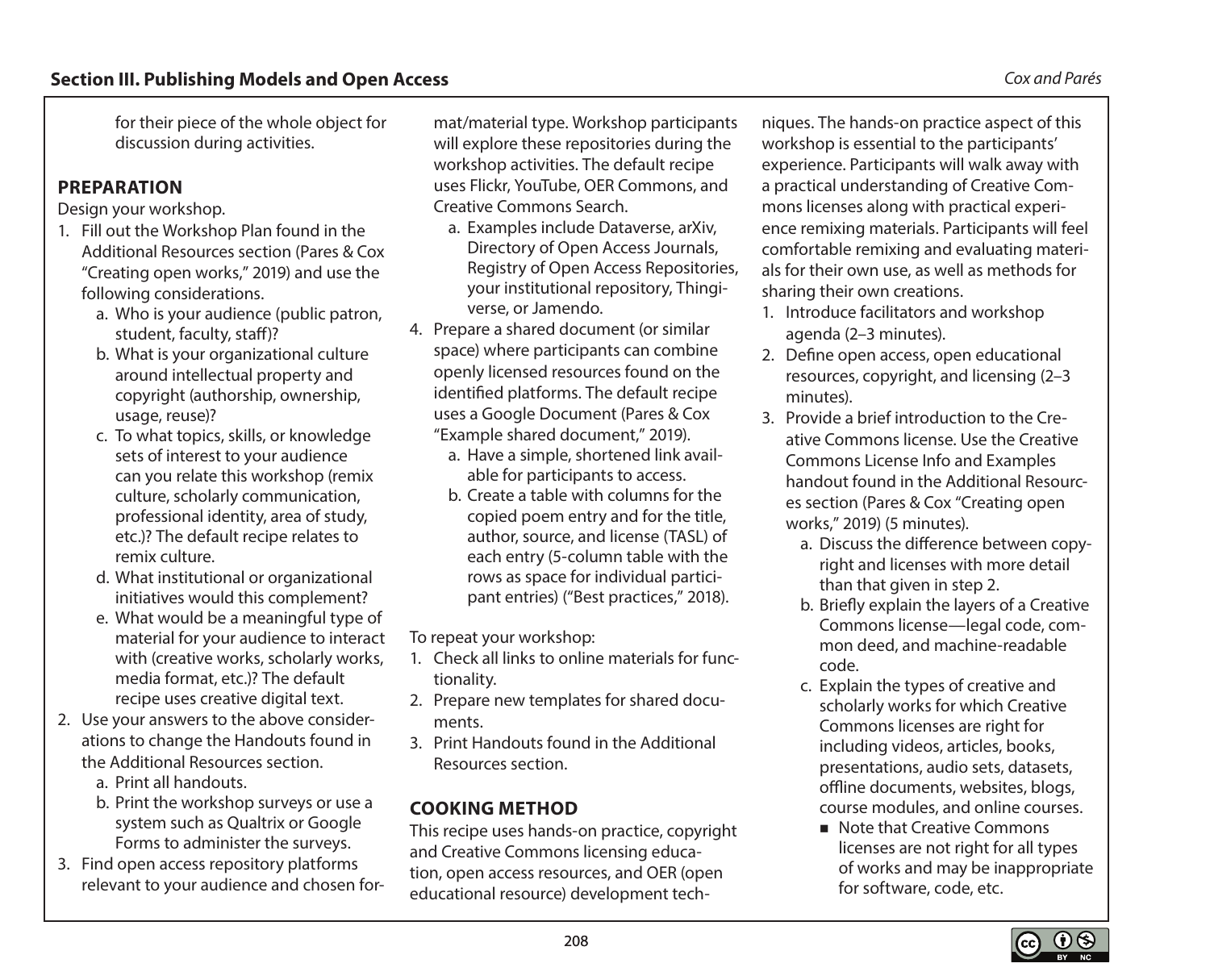for their piece of the whole object for discussion during activities.

## PREPARATION

Design your workshop.

1. Fill out the Workshop Plan found in the Additional Resources section (Pares & Cox "Creating open works," 2019) and use the following considerations.
   a. Who is your audience (public patron, student, faculty, staff)?
   b. What is your organizational culture around intellectual property and copyright (authorship, ownership, usage, reuse)?
   c. To what topics, skills, or knowledge sets of interest to your audience can you relate this workshop (remix culture, scholarly communication, professional identity, area of study, etc.)? The default recipe relates to remix culture.
   d. What institutional or organizational initiatives would this complement?
   e. What would be a meaningful type of material for your audience to interact with (creative works, scholarly works, media format, etc.)? The default recipe uses creative digital text.
2. Use your answers to the above considerations to change the Handouts found in the Additional Resources section.
   a. Print all handouts.
   b. Print the workshop surveys or use a system such as Qualtrix or Google Forms to administer the surveys.
3. Find open access repository platforms relevant to your audience and chosen format/material type. Workshop participants will explore these repositories during the workshop activities. The default recipe uses Flickr, YouTube, OER Commons, and Creative Commons Search.
   a. Examples include Dataverse, arXiv, Directory of Open Access Journals, Registry of Open Access Repositories, your institutional repository, Thingiverse, or Jamendo.
4. Prepare a shared document (or similar space) where participants can combine openly licensed resources found on the identified platforms. The default recipe uses a Google Document (Pares & Cox "Example shared document," 2019).
   a. Have a simple, shortened link available for participants to access.
   b. Create a table with columns for the copied poem entry and for the title, author, source, and license (TASL) of each entry (5-column table with the rows as space for individual participant entries) ("Best practices," 2018).

To repeat your workshop:

1. Check all links to online materials for functionality.
2. Prepare new templates for shared documents.
3. Print Handouts found in the Additional Resources section.

## COOKING METHOD

This recipe uses hands-on practice, copyright and Creative Commons licensing education, open access resources, and OER (open educational resource) development techniques. The hands-on practice aspect of this workshop is essential to the participants' experience. Participants will walk away with a practical understanding of Creative Commons licenses along with practical experience remixing materials. Participants will feel comfortable remixing and evaluating materials for their own use, as well as methods for sharing their own creations.

1. Introduce facilitators and workshop agenda (2–3 minutes).
2. Define open access, open educational resources, copyright, and licensing (2–3 minutes).
3. Provide a brief introduction to the Creative Commons license. Use the Creative Commons License Info and Examples handout found in the Additional Resources section (Pares & Cox "Creating open works," 2019) (5 minutes).
   a. Discuss the difference between copyright and licenses with more detail than that given in step 2.
   b. Briefly explain the layers of a Creative Commons license—legal code, common deed, and machine-readable code.
   c. Explain the types of creative and scholarly works for which Creative Commons licenses are right for including videos, articles, books, presentations, audio sets, datasets, offline documents, websites, blogs, course modules, and online courses.
      - Note that Creative Commons licenses are not right for all types of works and may be inappropriate for software, code, etc.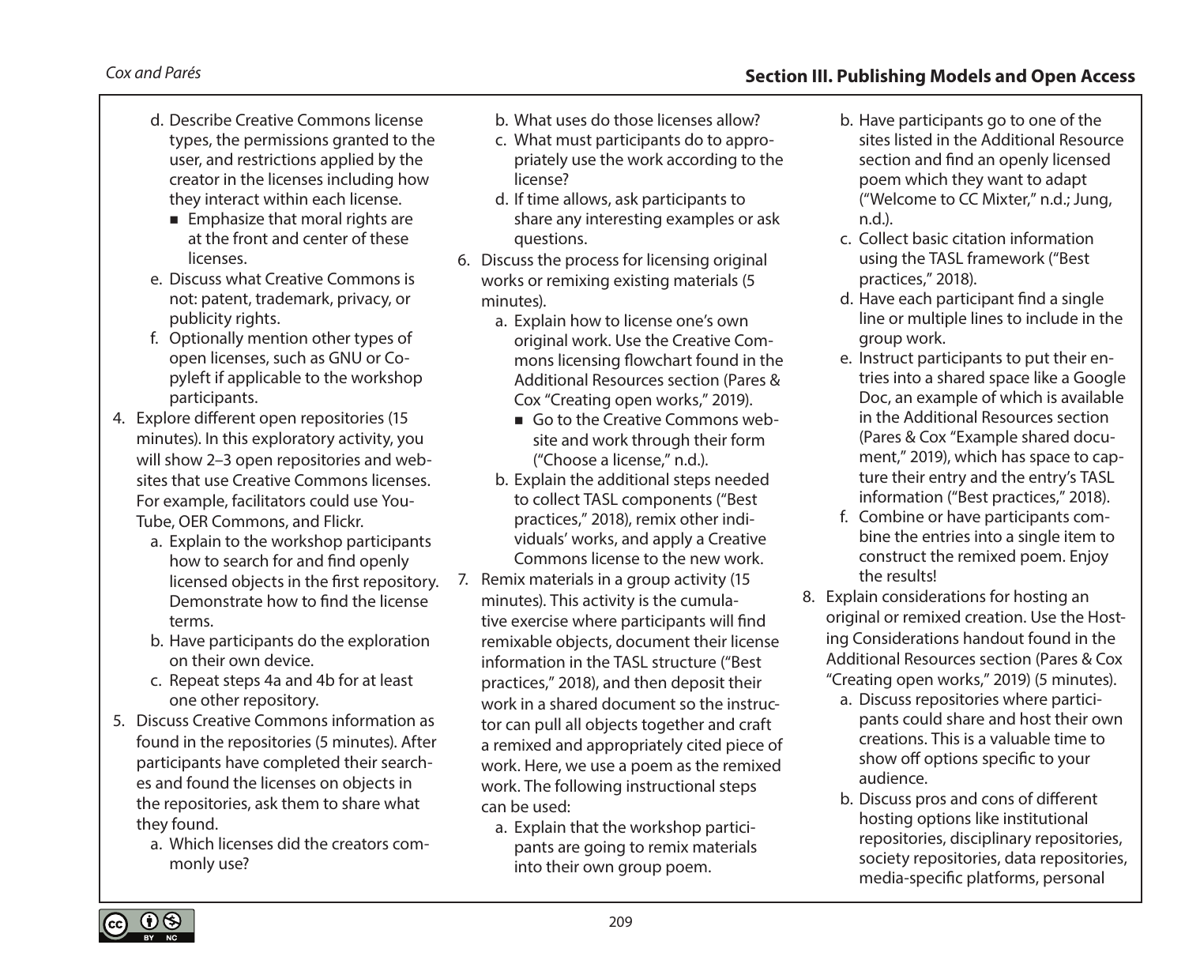d. Describe Creative Commons license types, the permissions granted to the user, and restrictions applied by the creator in the licenses including how they interact within each license.
      - Emphasize that moral rights are at the front and center of these licenses.
   e. Discuss what Creative Commons is not: patent, trademark, privacy, or publicity rights.
   f. Optionally mention other types of open licenses, such as GNU or Copyleft if applicable to the workshop participants.
4. Explore different open repositories (15 minutes). In this exploratory activity, you will show 2–3 open repositories and websites that use Creative Commons licenses. For example, facilitators could use YouTube, OER Commons, and Flickr.
   a. Explain to the workshop participants how to search for and find openly licensed objects in the first repository. Demonstrate how to find the license terms.
   b. Have participants do the exploration on their own device.
   c. Repeat steps 4a and 4b for at least one other repository.
5. Discuss Creative Commons information as found in the repositories (5 minutes). After participants have completed their searches and found the licenses on objects in the repositories, ask them to share what they found.
   a. Which licenses did the creators commonly use?
   b. What uses do those licenses allow?
   c. What must participants do to appropriately use the work according to the license?
   d. If time allows, ask participants to share any interesting examples or ask questions.
6. Discuss the process for licensing original works or remixing existing materials (5 minutes).
   a. Explain how to license one's own original work. Use the Creative Commons licensing flowchart found in the Additional Resources section (Pares & Cox "Creating open works," 2019).
      - Go to the Creative Commons website and work through their form ("Choose a license," n.d.).
   b. Explain the additional steps needed to collect TASL components ("Best practices," 2018), remix other individuals' works, and apply a Creative Commons license to the new work.
7. Remix materials in a group activity (15 minutes). This activity is the cumulative exercise where participants will find remixable objects, document their license information in the TASL structure ("Best practices," 2018), and then deposit their work in a shared document so the instructor can pull all objects together and craft a remixed and appropriately cited piece of work. Here, we use a poem as the remixed work. The following instructional steps can be used:
   a. Explain that the workshop participants are going to remix materials into their own group poem.
   b. Have participants go to one of the sites listed in the Additional Resource section and find an openly licensed poem which they want to adapt ("Welcome to CC Mixter," n.d.; Jung, n.d.).
   c. Collect basic citation information using the TASL framework ("Best practices," 2018).
   d. Have each participant find a single line or multiple lines to include in the group work.
   e. Instruct participants to put their entries into a shared space like a Google Doc, an example of which is available in the Additional Resources section (Pares & Cox "Example shared document," 2019), which has space to capture their entry and the entry's TASL information ("Best practices," 2018).
   f. Combine or have participants combine the entries into a single item to construct the remixed poem. Enjoy the results!
8. Explain considerations for hosting an original or remixed creation. Use the Hosting Considerations handout found in the Additional Resources section (Pares & Cox "Creating open works," 2019) (5 minutes).
   a. Discuss repositories where participants could share and host their own creations. This is a valuable time to show off options specific to your audience.
   b. Discuss pros and cons of different hosting options like institutional repositories, disciplinary repositories, society repositories, data repositories, media-specific platforms, personal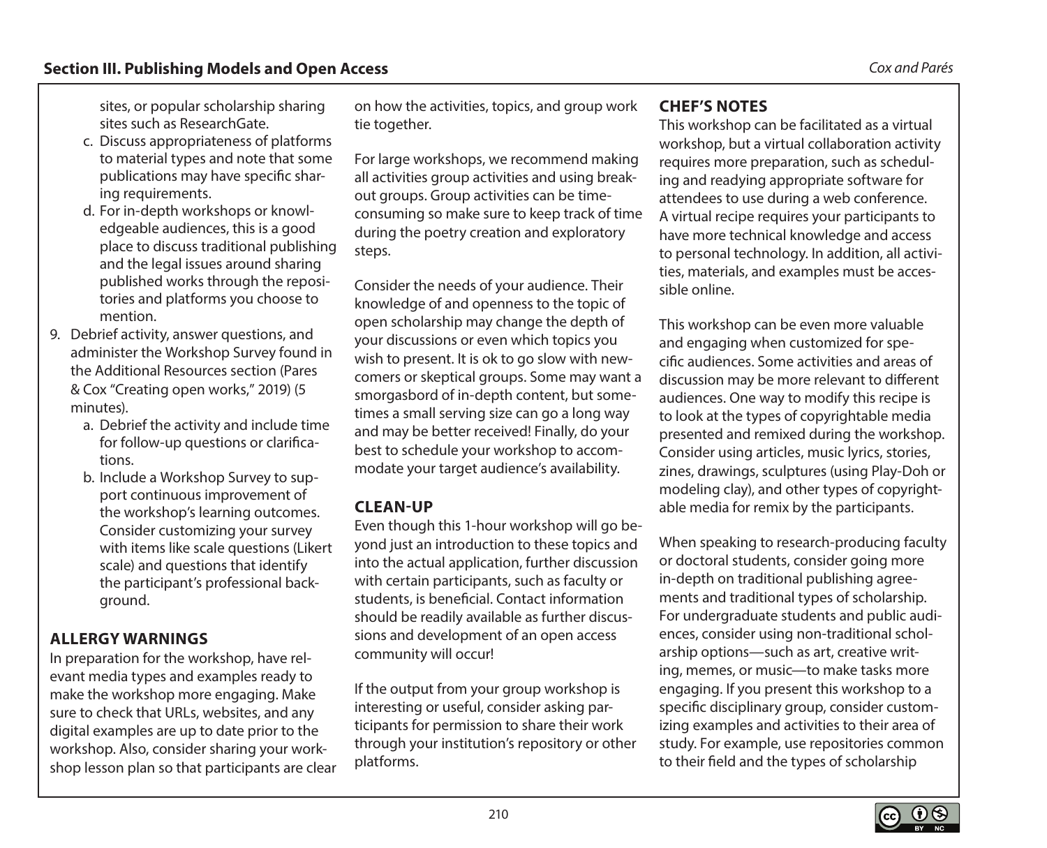sites, or popular scholarship sharing sites such as ResearchGate.

   c. Discuss appropriateness of platforms to material types and note that some publications may have specific sharing requirements.
   d. For in-depth workshops or knowledgeable audiences, this is a good place to discuss traditional publishing and the legal issues around sharing published works through the repositories and platforms you choose to mention.

9. Debrief activity, answer questions, and administer the Workshop Survey found in the Additional Resources section (Pares & Cox "Creating open works," 2019) (5 minutes).
   a. Debrief the activity and include time for follow-up questions or clarifications.
   b. Include a Workshop Survey to support continuous improvement of the workshop's learning outcomes. Consider customizing your survey with items like scale questions (Likert scale) and questions that identify the participant's professional background.

## ALLERGY WARNINGS

In preparation for the workshop, have relevant media types and examples ready to make the workshop more engaging. Make sure to check that URLs, websites, and any digital examples are up to date prior to the workshop. Also, consider sharing your workshop lesson plan so that participants are clear on how the activities, topics, and group work tie together.

For large workshops, we recommend making all activities group activities and using breakout groups. Group activities can be time-consuming so make sure to keep track of time during the poetry creation and exploratory steps.

Consider the needs of your audience. Their knowledge of and openness to the topic of open scholarship may change the depth of your discussions or even which topics you wish to present. It is ok to go slow with newcomers or skeptical groups. Some may want a smorgasbord of in-depth content, but sometimes a small serving size can go a long way and may be better received! Finally, do your best to schedule your workshop to accommodate your target audience's availability.

## CLEAN-UP

Even though this 1-hour workshop will go beyond just an introduction to these topics and into the actual application, further discussion with certain participants, such as faculty or students, is beneficial. Contact information should be readily available as further discussions and development of an open access community will occur!

If the output from your group workshop is interesting or useful, consider asking participants for permission to share their work through your institution's repository or other platforms.

## CHEF'S NOTES

This workshop can be facilitated as a virtual workshop, but a virtual collaboration activity requires more preparation, such as scheduling and readying appropriate software for attendees to use during a web conference. A virtual recipe requires your participants to have more technical knowledge and access to personal technology. In addition, all activities, materials, and examples must be accessible online.

This workshop can be even more valuable and engaging when customized for specific audiences. Some activities and areas of discussion may be more relevant to different audiences. One way to modify this recipe is to look at the types of copyrightable media presented and remixed during the workshop. Consider using articles, music lyrics, stories, zines, drawings, sculptures (using Play-Doh or modeling clay), and other types of copyrightable media for remix by the participants.

When speaking to research-producing faculty or doctoral students, consider going more in-depth on traditional publishing agreements and traditional types of scholarship. For undergraduate students and public audiences, consider using non-traditional scholarship options—such as art, creative writing, memes, or music—to make tasks more engaging. If you present this workshop to a specific disciplinary group, consider customizing examples and activities to their area of study. For example, use repositories common to their field and the types of scholarship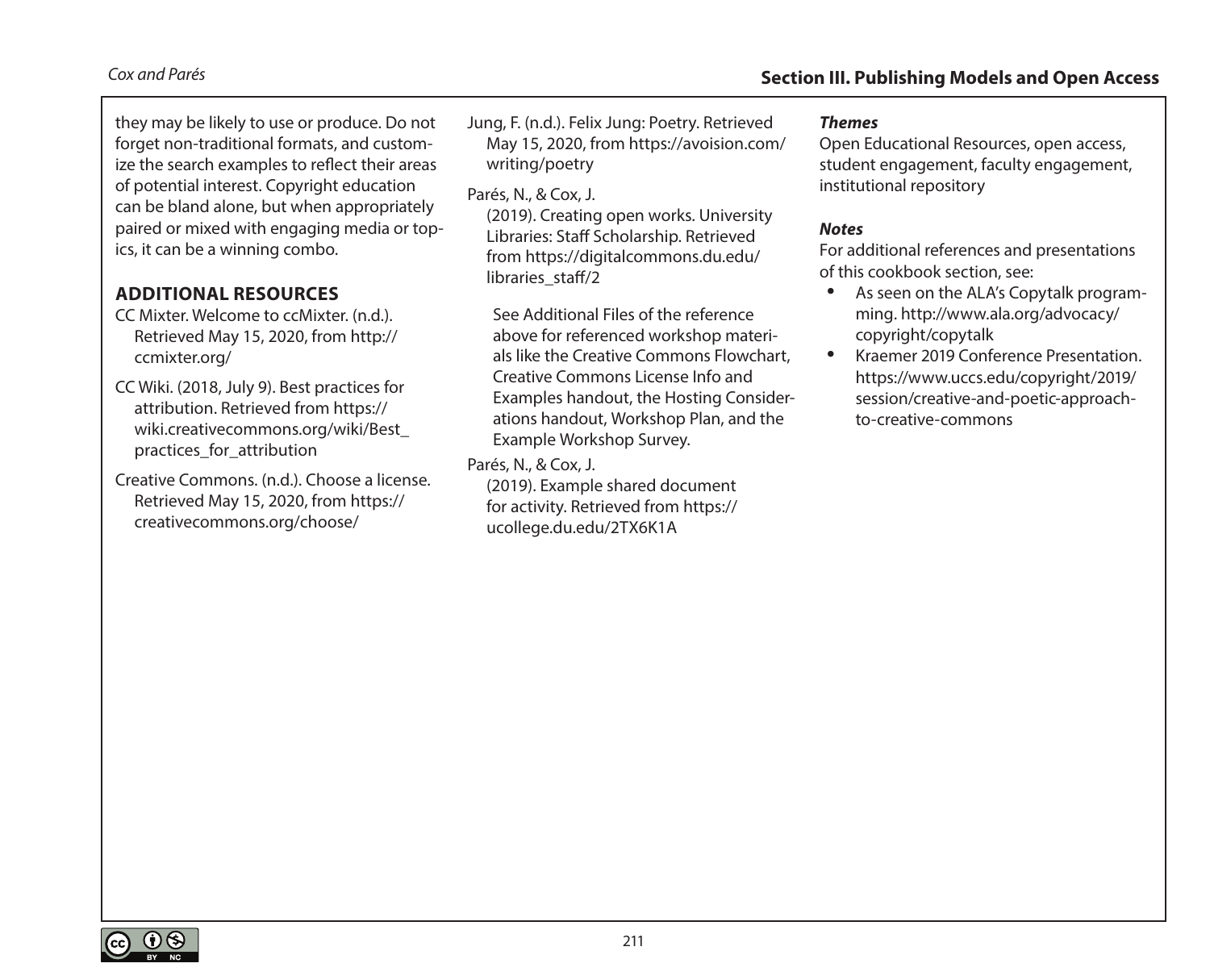they may be likely to use or produce. Do not forget non-traditional formats, and customize the search examples to reflect their areas of potential interest. Copyright education can be bland alone, but when appropriately paired or mixed with engaging media or topics, it can be a winning combo.

## ADDITIONAL RESOURCES

CC Mixter. Welcome to ccMixter. (n.d.). Retrieved May 15, 2020, from http://ccmixter.org/

CC Wiki. (2018, July 9). Best practices for attribution. Retrieved from https://wiki.creativecommons.org/wiki/Best_practices_for_attribution

Creative Commons. (n.d.). Choose a license. Retrieved May 15, 2020, from https://creativecommons.org/choose/

Jung, F. (n.d.). Felix Jung: Poetry. Retrieved May 15, 2020, from https://avoision.com/writing/poetry

Parés, N., & Cox, J. (2019). Creating open works. University Libraries: Staff Scholarship. Retrieved from https://digitalcommons.du.edu/libraries_staff/2

See Additional Files of the reference above for referenced workshop materials like the Creative Commons Flowchart, Creative Commons License Info and Examples handout, the Hosting Considerations handout, Workshop Plan, and the Example Workshop Survey.

Parés, N., & Cox, J. (2019). Example shared document for activity. Retrieved from https://ucollege.du.edu/2TX6K1A

***Themes***

Open Educational Resources, open access, student engagement, faculty engagement, institutional repository

***Notes***

For additional references and presentations of this cookbook section, see:

- As seen on the ALA's Copytalk programming. http://www.ala.org/advocacy/copyright/copytalk
- Kraemer 2019 Conference Presentation. https://www.uccs.edu/copyright/2019/session/creative-and-poetic-approach-to-creative-commons